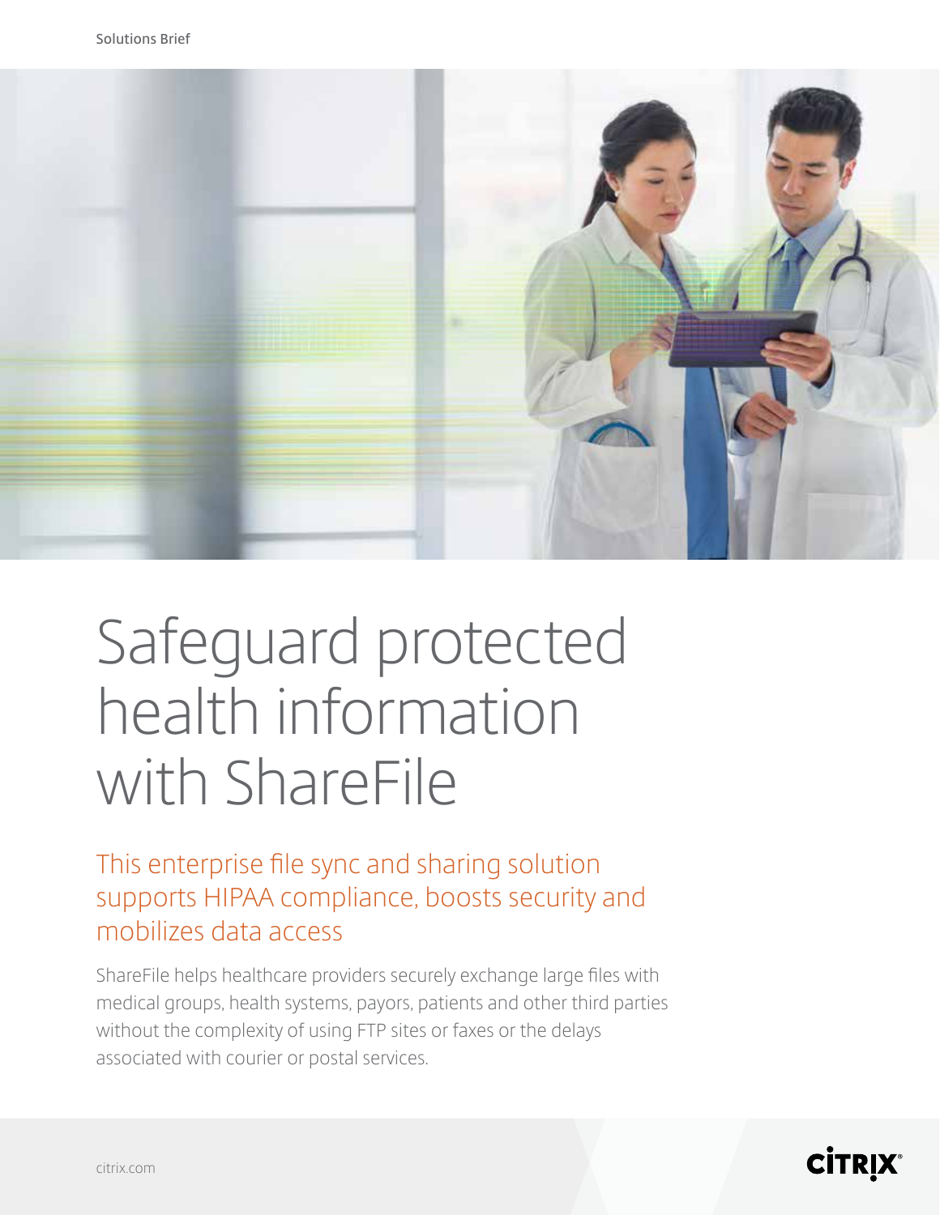Solutions Brief

# Safeguard protected health information with ShareFile

## This enterprise file sync and sharing solution supports HIPAA compliance, boosts security and mobilizes data access

ShareFile helps healthcare providers securely exchange large files with medical groups, health systems, payors, patients and other third parties without the complexity of using FTP sites or faxes or the delays associated with courier or postal services.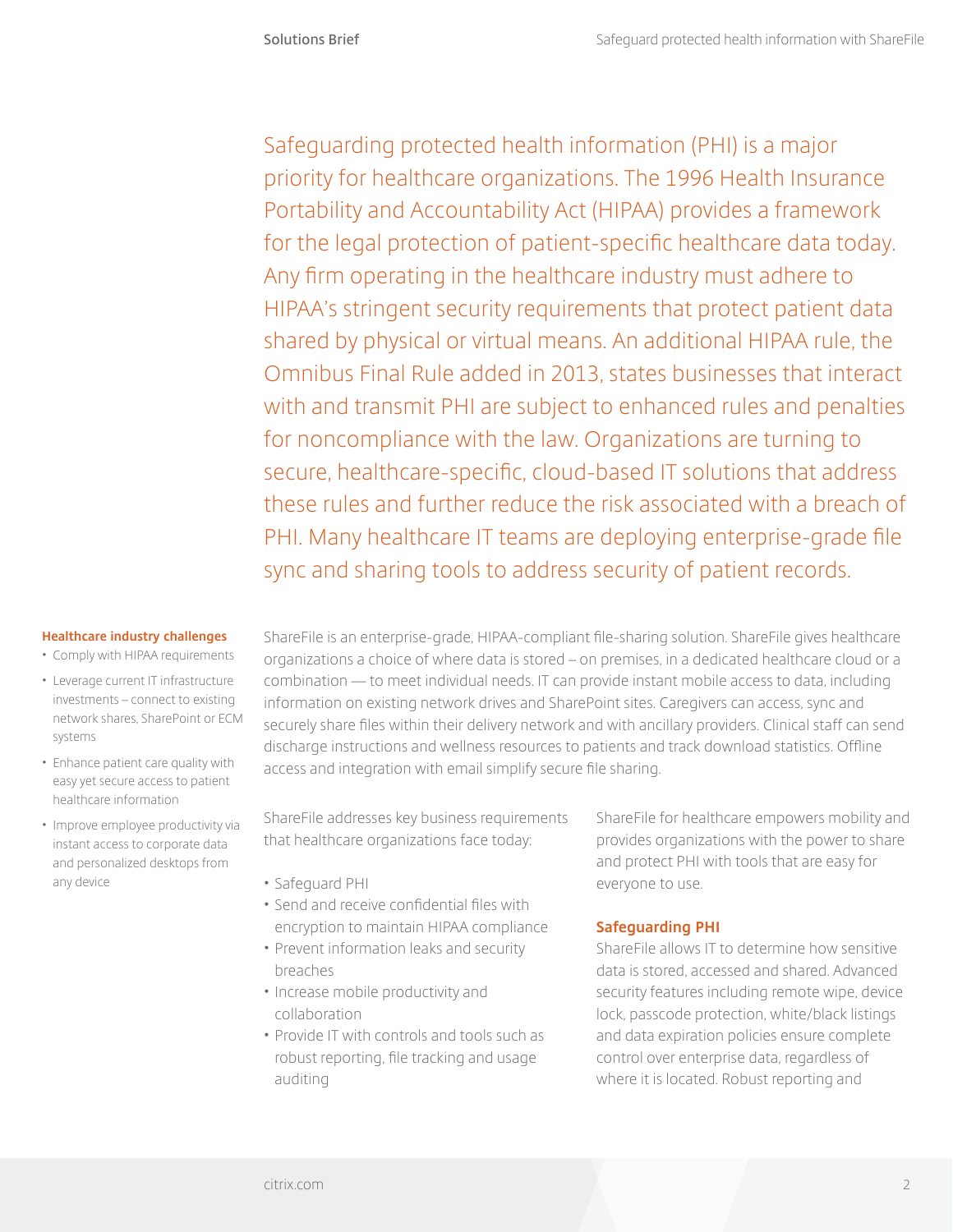Safeguarding protected health information (PHI) is a major priority for healthcare organizations. The 1996 Health Insurance Portability and Accountability Act (HIPAA) provides a framework for the legal protection of patient-specific healthcare data today. Any firm operating in the healthcare industry must adhere to HIPAA's stringent security requirements that protect patient data shared by physical or virtual means. An additional HIPAA rule, the Omnibus Final Rule added in 2013, states businesses that interact with and transmit PHI are subject to enhanced rules and penalties for noncompliance with the law. Organizations are turning to secure, healthcare-specific, cloud-based IT solutions that address these rules and further reduce the risk associated with a breach of PHI. Many healthcare IT teams are deploying enterprise-grade file sync and sharing tools to address security of patient records.

**Healthcare industry challenges**

- Comply with HIPAA requirements
- Leverage current IT infrastructure investments – connect to existing network shares, SharePoint or ECM systems
- Enhance patient care quality with easy yet secure access to patient healthcare information
- Improve employee productivity via instant access to corporate data and personalized desktops from any device

ShareFile is an enterprise-grade, HIPAA-compliant file-sharing solution. ShareFile gives healthcare organizations a choice of where data is stored – on premises, in a dedicated healthcare cloud or a combination — to meet individual needs. IT can provide instant mobile access to data, including information on existing network drives and SharePoint sites. Caregivers can access, sync and securely share files within their delivery network and with ancillary providers. Clinical staff can send discharge instructions and wellness resources to patients and track download statistics. Offline access and integration with email simplify secure file sharing.

ShareFile addresses key business requirements that healthcare organizations face today:

- Safeguard PHI
- Send and receive confidential files with encryption to maintain HIPAA compliance
- Prevent information leaks and security breaches
- Increase mobile productivity and collaboration
- Provide IT with controls and tools such as robust reporting, file tracking and usage auditing

ShareFile for healthcare empowers mobility and provides organizations with the power to share and protect PHI with tools that are easy for everyone to use.

### Safeguarding PHI

ShareFile allows IT to determine how sensitive data is stored, accessed and shared. Advanced security features including remote wipe, device lock, passcode protection, white/black listings and data expiration policies ensure complete control over enterprise data, regardless of where it is located. Robust reporting and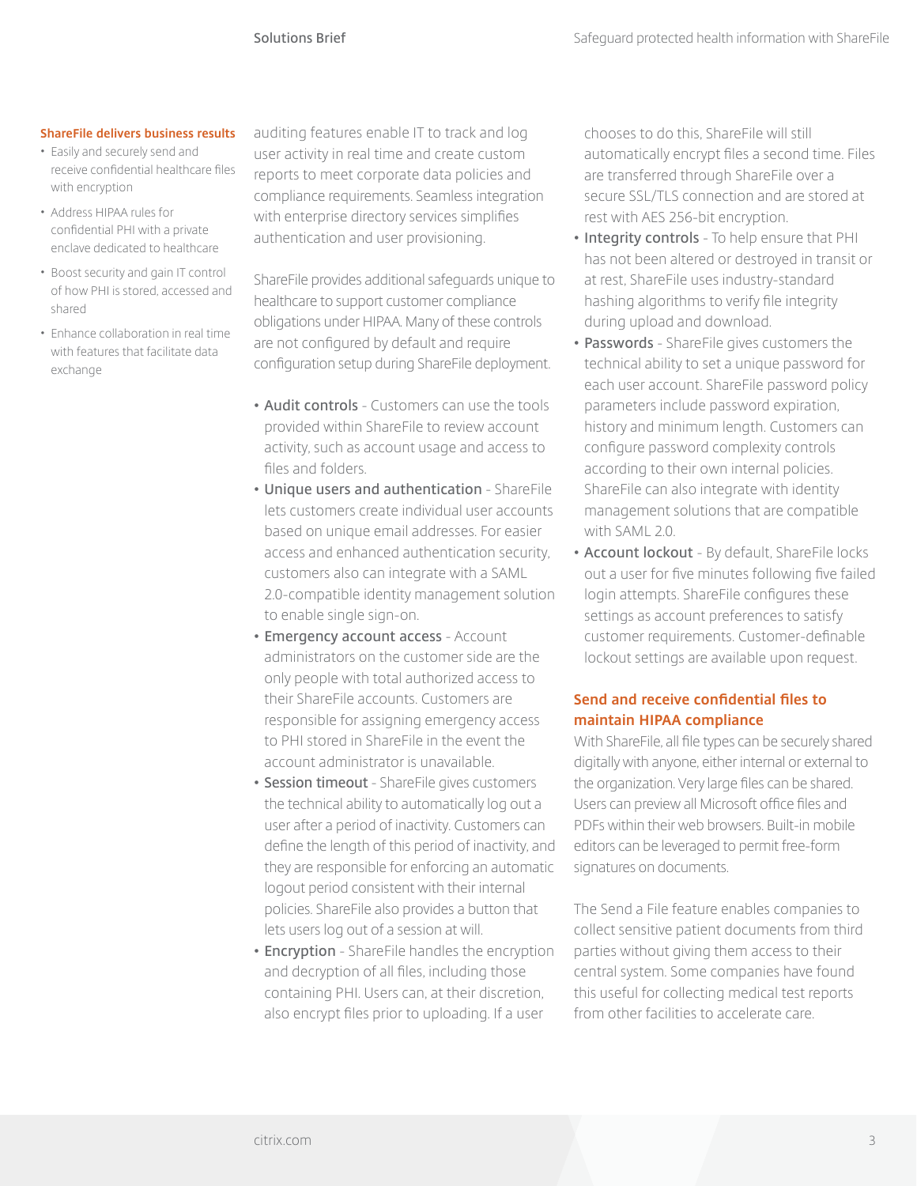**ShareFile delivers business results**

- Easily and securely send and receive confidential healthcare files with encryption
- Address HIPAA rules for confidential PHI with a private enclave dedicated to healthcare
- Boost security and gain IT control of how PHI is stored, accessed and shared
- Enhance collaboration in real time with features that facilitate data exchange

auditing features enable IT to track and log user activity in real time and create custom reports to meet corporate data policies and compliance requirements. Seamless integration with enterprise directory services simplifies authentication and user provisioning.

ShareFile provides additional safeguards unique to healthcare to support customer compliance obligations under HIPAA. Many of these controls are not configured by default and require configuration setup during ShareFile deployment.

- **Audit controls** - Customers can use the tools provided within ShareFile to review account activity, such as account usage and access to files and folders.
- **Unique users and authentication** - ShareFile lets customers create individual user accounts based on unique email addresses. For easier access and enhanced authentication security, customers also can integrate with a SAML 2.0-compatible identity management solution to enable single sign-on.
- **Emergency account access** - Account administrators on the customer side are the only people with total authorized access to their ShareFile accounts. Customers are responsible for assigning emergency access to PHI stored in ShareFile in the event the account administrator is unavailable.
- **Session timeout** - ShareFile gives customers the technical ability to automatically log out a user after a period of inactivity. Customers can define the length of this period of inactivity, and they are responsible for enforcing an automatic logout period consistent with their internal policies. ShareFile also provides a button that lets users log out of a session at will.
- **Encryption** - ShareFile handles the encryption and decryption of all files, including those containing PHI. Users can, at their discretion, also encrypt files prior to uploading. If a user chooses to do this, ShareFile will still automatically encrypt files a second time. Files are transferred through ShareFile over a secure SSL/TLS connection and are stored at rest with AES 256-bit encryption.
- **Integrity controls** - To help ensure that PHI has not been altered or destroyed in transit or at rest, ShareFile uses industry-standard hashing algorithms to verify file integrity during upload and download.
- **Passwords** - ShareFile gives customers the technical ability to set a unique password for each user account. ShareFile password policy parameters include password expiration, history and minimum length. Customers can configure password complexity controls according to their own internal policies. ShareFile can also integrate with identity management solutions that are compatible with SAML 2.0.
- **Account lockout** - By default, ShareFile locks out a user for five minutes following five failed login attempts. ShareFile configures these settings as account preferences to satisfy customer requirements. Customer-definable lockout settings are available upon request.

## Send and receive confidential files to maintain HIPAA compliance

With ShareFile, all file types can be securely shared digitally with anyone, either internal or external to the organization. Very large files can be shared. Users can preview all Microsoft office files and PDFs within their web browsers. Built-in mobile editors can be leveraged to permit free-form signatures on documents.

The Send a File feature enables companies to collect sensitive patient documents from third parties without giving them access to their central system. Some companies have found this useful for collecting medical test reports from other facilities to accelerate care.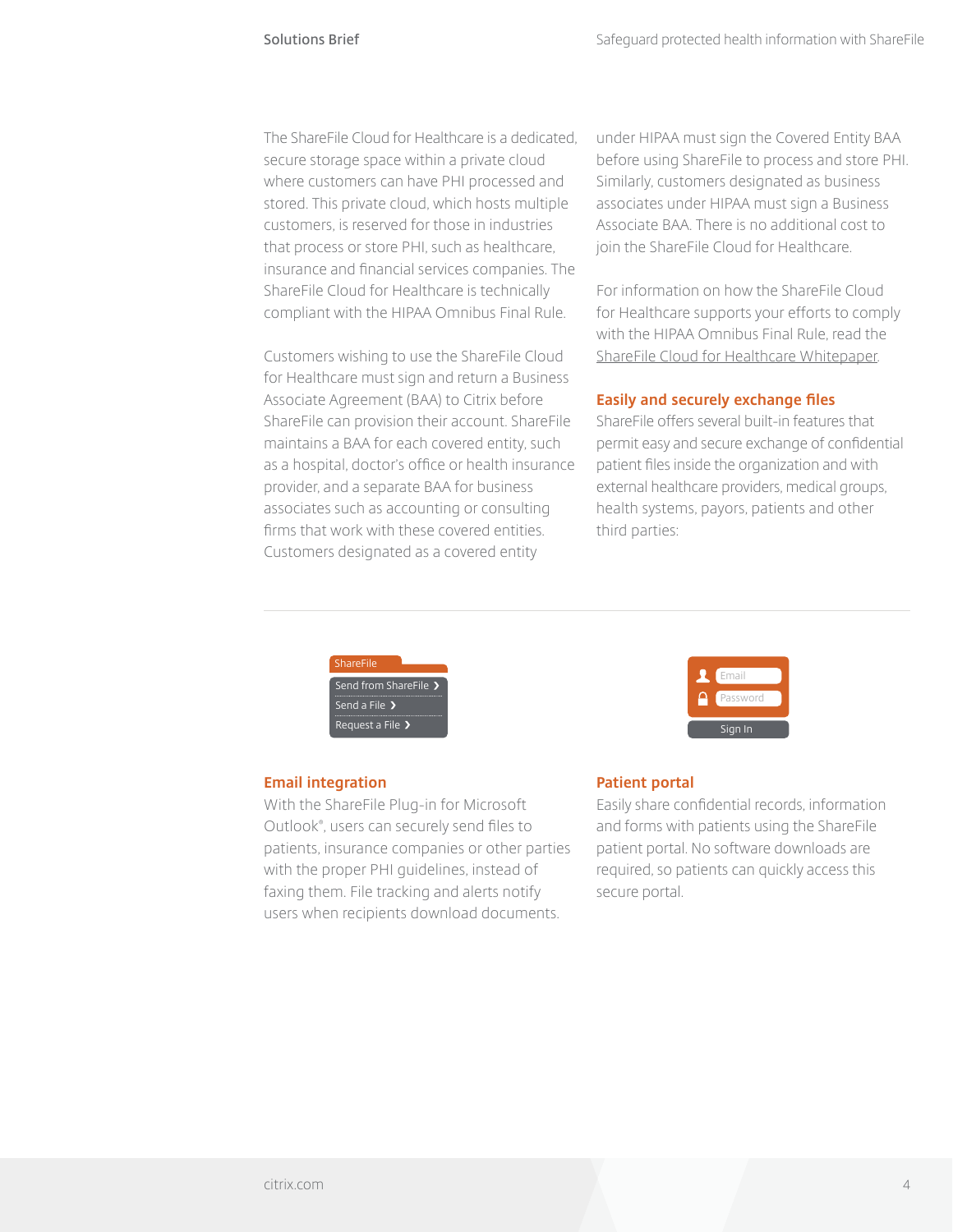The ShareFile Cloud for Healthcare is a dedicated, secure storage space within a private cloud where customers can have PHI processed and stored. This private cloud, which hosts multiple customers, is reserved for those in industries that process or store PHI, such as healthcare, insurance and financial services companies. The ShareFile Cloud for Healthcare is technically compliant with the HIPAA Omnibus Final Rule.

Customers wishing to use the ShareFile Cloud for Healthcare must sign and return a Business Associate Agreement (BAA) to Citrix before ShareFile can provision their account. ShareFile maintains a BAA for each covered entity, such as a hospital, doctor's office or health insurance provider, and a separate BAA for business associates such as accounting or consulting firms that work with these covered entities. Customers designated as a covered entity under HIPAA must sign the Covered Entity BAA before using ShareFile to process and store PHI. Similarly, customers designated as business associates under HIPAA must sign a Business Associate BAA. There is no additional cost to join the ShareFile Cloud for Healthcare.

For information on how the ShareFile Cloud for Healthcare supports your efforts to comply with the HIPAA Omnibus Final Rule, read the ShareFile Cloud for Healthcare Whitepaper.

## Easily and securely exchange files

ShareFile offers several built-in features that permit easy and secure exchange of confidential patient files inside the organization and with external healthcare providers, medical groups, health systems, payors, patients and other third parties:

### Email integration

With the ShareFile Plug-in for Microsoft Outlook®, users can securely send files to patients, insurance companies or other parties with the proper PHI guidelines, instead of faxing them. File tracking and alerts notify users when recipients download documents.

### Patient portal

Easily share confidential records, information and forms with patients using the ShareFile patient portal. No software downloads are required, so patients can quickly access this secure portal.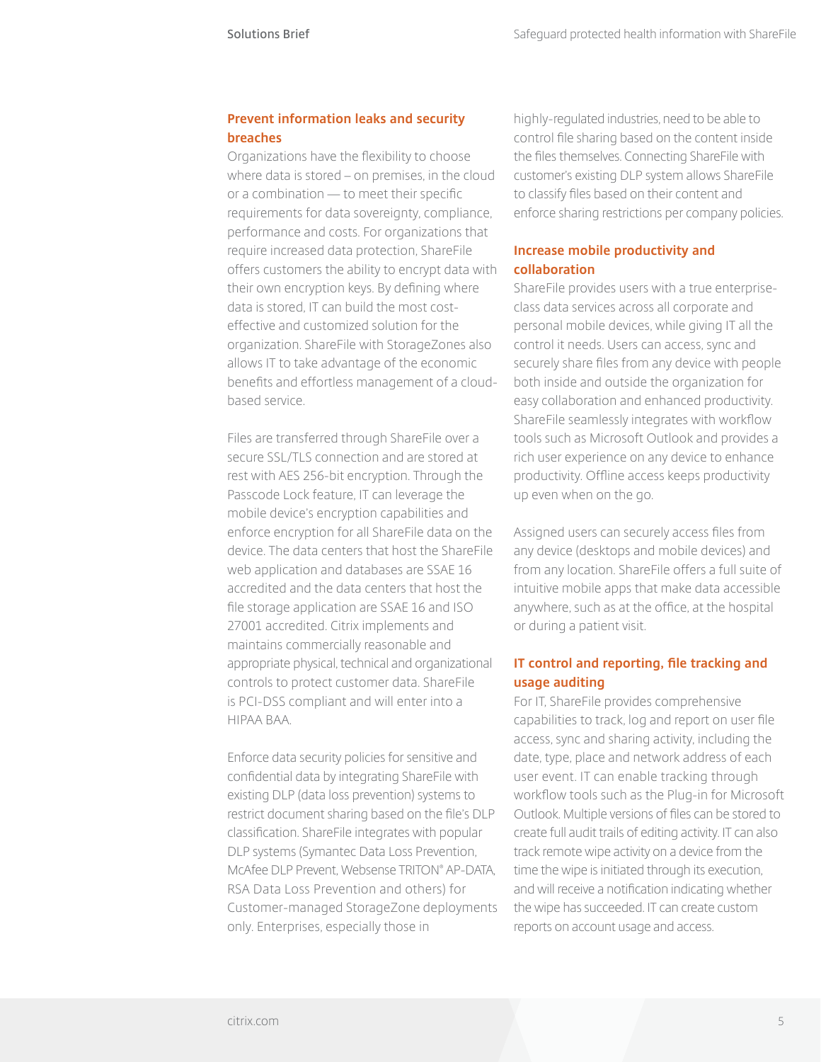## Prevent information leaks and security breaches

Organizations have the flexibility to choose where data is stored – on premises, in the cloud or a combination — to meet their specific requirements for data sovereignty, compliance, performance and costs. For organizations that require increased data protection, ShareFile offers customers the ability to encrypt data with their own encryption keys. By defining where data is stored, IT can build the most cost-effective and customized solution for the organization. ShareFile with StorageZones also allows IT to take advantage of the economic benefits and effortless management of a cloud-based service.

Files are transferred through ShareFile over a secure SSL/TLS connection and are stored at rest with AES 256-bit encryption. Through the Passcode Lock feature, IT can leverage the mobile device's encryption capabilities and enforce encryption for all ShareFile data on the device. The data centers that host the ShareFile web application and databases are SSAE 16 accredited and the data centers that host the file storage application are SSAE 16 and ISO 27001 accredited. Citrix implements and maintains commercially reasonable and appropriate physical, technical and organizational controls to protect customer data. ShareFile is PCI-DSS compliant and will enter into a HIPAA BAA.

Enforce data security policies for sensitive and confidential data by integrating ShareFile with existing DLP (data loss prevention) systems to restrict document sharing based on the file's DLP classification. ShareFile integrates with popular DLP systems (Symantec Data Loss Prevention, McAfee DLP Prevent, Websense TRITON® AP-DATA, RSA Data Loss Prevention and others) for Customer-managed StorageZone deployments only. Enterprises, especially those in highly-regulated industries, need to be able to control file sharing based on the content inside the files themselves. Connecting ShareFile with customer's existing DLP system allows ShareFile to classify files based on their content and enforce sharing restrictions per company policies.

## Increase mobile productivity and collaboration

ShareFile provides users with a true enterprise-class data services across all corporate and personal mobile devices, while giving IT all the control it needs. Users can access, sync and securely share files from any device with people both inside and outside the organization for easy collaboration and enhanced productivity. ShareFile seamlessly integrates with workflow tools such as Microsoft Outlook and provides a rich user experience on any device to enhance productivity. Offline access keeps productivity up even when on the go.

Assigned users can securely access files from any device (desktops and mobile devices) and from any location. ShareFile offers a full suite of intuitive mobile apps that make data accessible anywhere, such as at the office, at the hospital or during a patient visit.

## IT control and reporting, file tracking and usage auditing

For IT, ShareFile provides comprehensive capabilities to track, log and report on user file access, sync and sharing activity, including the date, type, place and network address of each user event. IT can enable tracking through workflow tools such as the Plug-in for Microsoft Outlook. Multiple versions of files can be stored to create full audit trails of editing activity. IT can also track remote wipe activity on a device from the time the wipe is initiated through its execution, and will receive a notification indicating whether the wipe has succeeded. IT can create custom reports on account usage and access.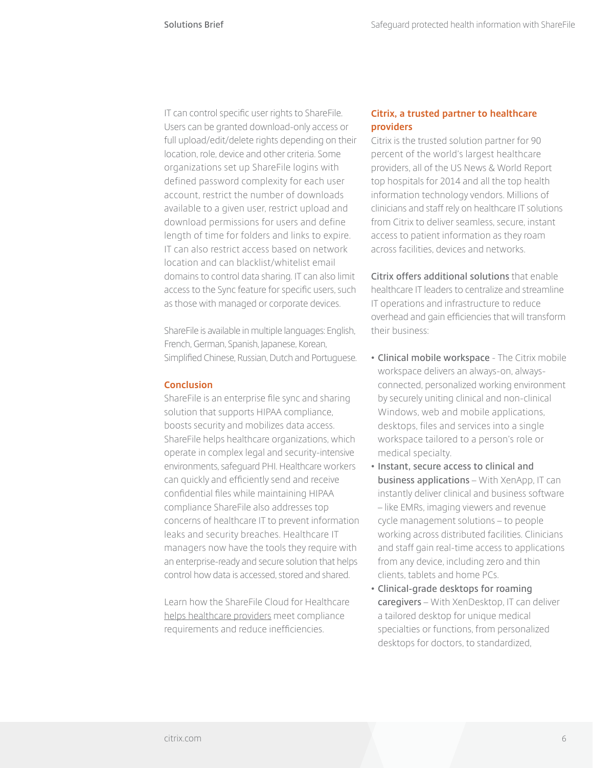IT can control specific user rights to ShareFile. Users can be granted download-only access or full upload/edit/delete rights depending on their location, role, device and other criteria. Some organizations set up ShareFile logins with defined password complexity for each user account, restrict the number of downloads available to a given user, restrict upload and download permissions for users and define length of time for folders and links to expire. IT can also restrict access based on network location and can blacklist/whitelist email domains to control data sharing. IT can also limit access to the Sync feature for specific users, such as those with managed or corporate devices.

ShareFile is available in multiple languages: English, French, German, Spanish, Japanese, Korean, Simplified Chinese, Russian, Dutch and Portuguese.

## Conclusion

ShareFile is an enterprise file sync and sharing solution that supports HIPAA compliance, boosts security and mobilizes data access. ShareFile helps healthcare organizations, which operate in complex legal and security-intensive environments, safeguard PHI. Healthcare workers can quickly and efficiently send and receive confidential files while maintaining HIPAA compliance ShareFile also addresses top concerns of healthcare IT to prevent information leaks and security breaches. Healthcare IT managers now have the tools they require with an enterprise-ready and secure solution that helps control how data is accessed, stored and shared.

Learn how the ShareFile Cloud for Healthcare helps healthcare providers meet compliance requirements and reduce inefficiencies.

## Citrix, a trusted partner to healthcare providers

Citrix is the trusted solution partner for 90 percent of the world's largest healthcare providers, all of the US News & World Report top hospitals for 2014 and all the top health information technology vendors. Millions of clinicians and staff rely on healthcare IT solutions from Citrix to deliver seamless, secure, instant access to patient information as they roam across facilities, devices and networks.

**Citrix offers additional solutions** that enable healthcare IT leaders to centralize and streamline IT operations and infrastructure to reduce overhead and gain efficiencies that will transform their business:

- **Clinical mobile workspace** - The Citrix mobile workspace delivers an always-on, always-connected, personalized working environment by securely uniting clinical and non-clinical Windows, web and mobile applications, desktops, files and services into a single workspace tailored to a person's role or medical specialty.
- **Instant, secure access to clinical and business applications** – With XenApp, IT can instantly deliver clinical and business software – like EMRs, imaging viewers and revenue cycle management solutions – to people working across distributed facilities. Clinicians and staff gain real-time access to applications from any device, including zero and thin clients, tablets and home PCs.
- **Clinical-grade desktops for roaming caregivers** – With XenDesktop, IT can deliver a tailored desktop for unique medical specialties or functions, from personalized desktops for doctors, to standardized,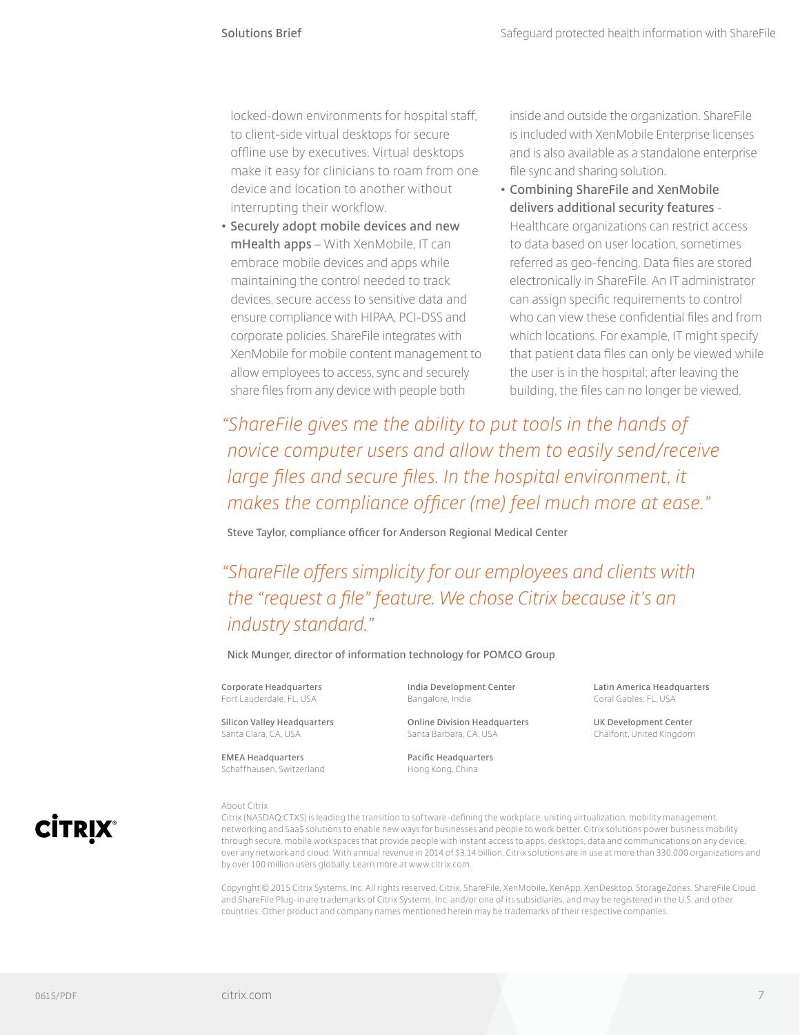locked-down environments for hospital staff, to client-side virtual desktops for secure offline use by executives. Virtual desktops make it easy for clinicians to roam from one device and location to another without interrupting their workflow.

- **Securely adopt mobile devices and new mHealth apps** – With XenMobile, IT can embrace mobile devices and apps while maintaining the control needed to track devices, secure access to sensitive data and ensure compliance with HIPAA, PCI-DSS and corporate policies. ShareFile integrates with XenMobile for mobile content management to allow employees to access, sync and securely share files from any device with people both inside and outside the organization. ShareFile is included with XenMobile Enterprise licenses and is also available as a standalone enterprise file sync and sharing solution.
- **Combining ShareFile and XenMobile delivers additional security features** - Healthcare organizations can restrict access to data based on user location, sometimes referred as geo-fencing. Data files are stored electronically in ShareFile. An IT administrator can assign specific requirements to control who can view these confidential files and from which locations. For example, IT might specify that patient data files can only be viewed while the user is in the hospital; after leaving the building, the files can no longer be viewed.

*"ShareFile gives me the ability to put tools in the hands of novice computer users and allow them to easily send/receive large files and secure files. In the hospital environment, it makes the compliance officer (me) feel much more at ease."*

Steve Taylor, compliance officer for Anderson Regional Medical Center

*"ShareFile offers simplicity for our employees and clients with the "request a file" feature. We chose Citrix because it's an industry standard."*

Nick Munger, director of information technology for POMCO Group

Corporate Headquarters
Fort Lauderdale, FL, USA

Silicon Valley Headquarters
Santa Clara, CA, USA

EMEA Headquarters
Schaffhausen, Switzerland

India Development Center
Bangalore, India

Online Division Headquarters
Santa Barbara, CA, USA

Pacific Headquarters
Hong Kong, China

Latin America Headquarters
Coral Gables, FL, USA

UK Development Center
Chalfont, United Kingdom

CITRIX®

About Citrix
Citrix (NASDAQ:CTXS) is leading the transition to software-defining the workplace, uniting virtualization, mobility management, networking and SaaS solutions to enable new ways for businesses and people to work better. Citrix solutions power business mobility through secure, mobile workspaces that provide people with instant access to apps, desktops, data and communications on any device, over any network and cloud. With annual revenue in 2014 of $3.14 billion, Citrix solutions are in use at more than 330,000 organizations and by over 100 million users globally. Learn more at www.citrix.com.

Copyright © 2015 Citrix Systems, Inc. All rights reserved. Citrix, ShareFile, XenMobile, XenApp, XenDesktop, StorageZones, ShareFile Cloud and ShareFile Plug-in are trademarks of Citrix Systems, Inc. and/or one of its subsidiaries, and may be registered in the U.S. and other countries. Other product and company names mentioned herein may be trademarks of their respective companies.

0615/PDF